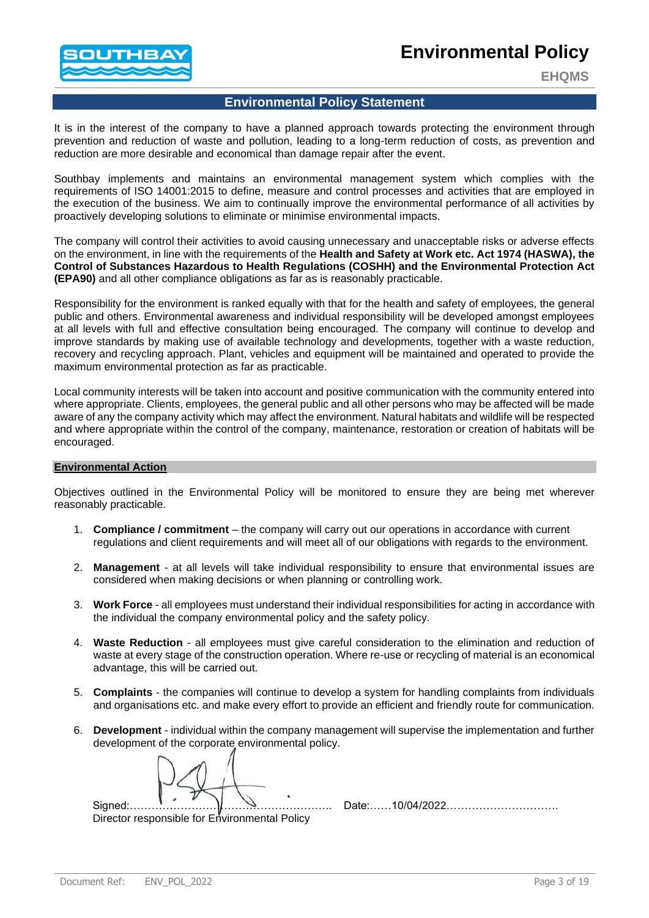# Environmental Policy

**EHQMS**

## Environmental Policy Statement

It is in the interest of the company to have a planned approach towards protecting the environment through prevention and reduction of waste and pollution, leading to a long-term reduction of costs, as prevention and reduction are more desirable and economical than damage repair after the event.

Southbay implements and maintains an environmental management system which complies with the requirements of ISO 14001:2015 to define, measure and control processes and activities that are employed in the execution of the business. We aim to continually improve the environmental performance of all activities by proactively developing solutions to eliminate or minimise environmental impacts.

The company will control their activities to avoid causing unnecessary and unacceptable risks or adverse effects on the environment, in line with the requirements of the **Health and Safety at Work etc. Act 1974 (HASWA), the Control of Substances Hazardous to Health Regulations (COSHH) and the Environmental Protection Act (EPA90)** and all other compliance obligations as far as is reasonably practicable.

Responsibility for the environment is ranked equally with that for the health and safety of employees, the general public and others. Environmental awareness and individual responsibility will be developed amongst employees at all levels with full and effective consultation being encouraged. The company will continue to develop and improve standards by making use of available technology and developments, together with a waste reduction, recovery and recycling approach. Plant, vehicles and equipment will be maintained and operated to provide the maximum environmental protection as far as practicable.

Local community interests will be taken into account and positive communication with the community entered into where appropriate. Clients, employees, the general public and all other persons who may be affected will be made aware of any the company activity which may affect the environment. Natural habitats and wildlife will be respected and where appropriate within the control of the company, maintenance, restoration or creation of habitats will be encouraged.

### Environmental Action

Objectives outlined in the Environmental Policy will be monitored to ensure they are being met wherever reasonably practicable.

1. **Compliance / commitment** – the company will carry out our operations in accordance with current regulations and client requirements and will meet all of our obligations with regards to the environment.

2. **Management** - at all levels will take individual responsibility to ensure that environmental issues are considered when making decisions or when planning or controlling work.

3. **Work Force** - all employees must understand their individual responsibilities for acting in accordance with the individual the company environmental policy and the safety policy.

4. **Waste Reduction** - all employees must give careful consideration to the elimination and reduction of waste at every stage of the construction operation. Where re-use or recycling of material is an economical advantage, this will be carried out.

5. **Complaints** - the companies will continue to develop a system for handling complaints from individuals and organisations etc. and make every effort to provide an efficient and friendly route for communication.

6. **Development** - individual within the company management will supervise the implementation and further development of the corporate environmental policy.

Signed:…………………………………………………….. Date:……10/04/2022…………………………..

Director responsible for Environmental Policy

Document Ref: ENV_POL_2022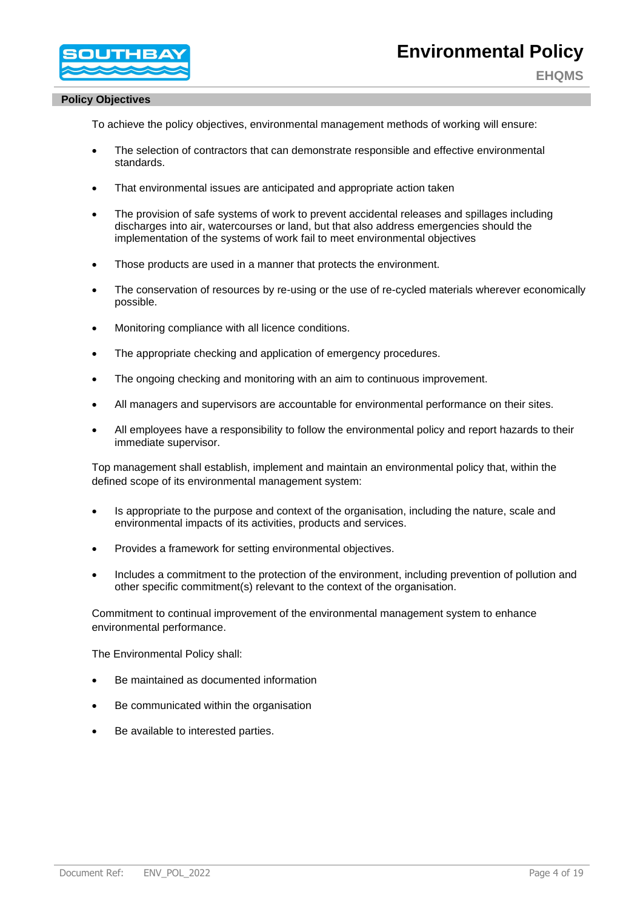## Policy Objectives

To achieve the policy objectives, environmental management methods of working will ensure:

- The selection of contractors that can demonstrate responsible and effective environmental standards.
- That environmental issues are anticipated and appropriate action taken
- The provision of safe systems of work to prevent accidental releases and spillages including discharges into air, watercourses or land, but that also address emergencies should the implementation of the systems of work fail to meet environmental objectives
- Those products are used in a manner that protects the environment.
- The conservation of resources by re-using or the use of re-cycled materials wherever economically possible.
- Monitoring compliance with all licence conditions.
- The appropriate checking and application of emergency procedures.
- The ongoing checking and monitoring with an aim to continuous improvement.
- All managers and supervisors are accountable for environmental performance on their sites.
- All employees have a responsibility to follow the environmental policy and report hazards to their immediate supervisor.

Top management shall establish, implement and maintain an environmental policy that, within the defined scope of its environmental management system:

- Is appropriate to the purpose and context of the organisation, including the nature, scale and environmental impacts of its activities, products and services.
- Provides a framework for setting environmental objectives.
- Includes a commitment to the protection of the environment, including prevention of pollution and other specific commitment(s) relevant to the context of the organisation.

Commitment to continual improvement of the environmental management system to enhance environmental performance.

The Environmental Policy shall:

- Be maintained as documented information
- Be communicated within the organisation
- Be available to interested parties.